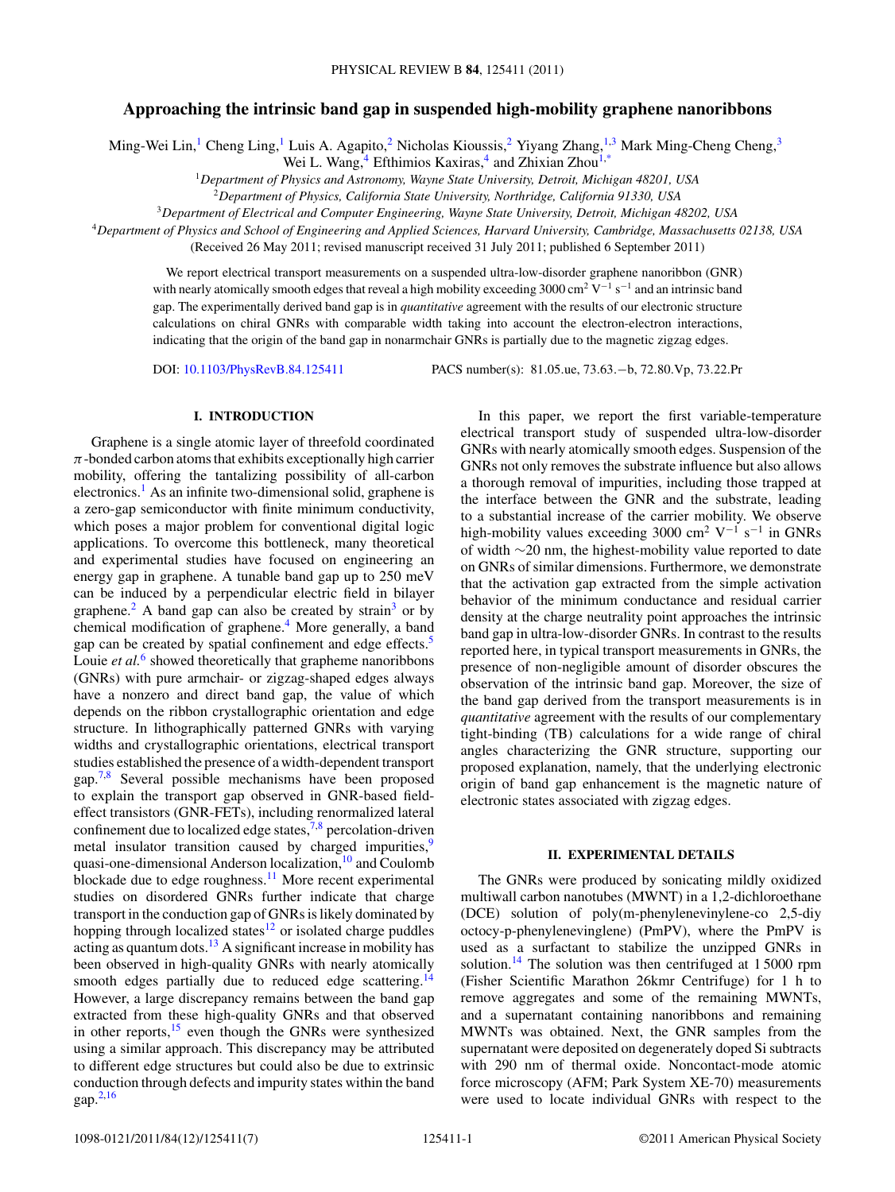# Approaching the intrinsic band gap in suspended high-mobility graphene nanoribbons

Ming-Wei Lin,[1] Cheng Ling,[1] Luis A. Agapito,[2] Nicholas Kioussis,[2] Yiyang Zhang,[1,3] Mark Ming-Cheng Cheng,[3] Wei L. Wang,[4] Efthimios Kaxiras,[4] and Zhixian Zhou[1,*]

[1]*Department of Physics and Astronomy, Wayne State University, Detroit, Michigan 48201, USA*
[2]*Department of Physics, California State University, Northridge, California 91330, USA*
[3]*Department of Electrical and Computer Engineering, Wayne State University, Detroit, Michigan 48202, USA*
[4]*Department of Physics and School of Engineering and Applied Sciences, Harvard University, Cambridge, Massachusetts 02138, USA*

(Received 26 May 2011; revised manuscript received 31 July 2011; published 6 September 2011)

We report electrical transport measurements on a suspended ultra-low-disorder graphene nanoribbon (GNR) with nearly atomically smooth edges that reveal a high mobility exceeding 3000 $\text{cm}^2\ \text{V}^{-1}\ \text{s}^{-1}$ and an intrinsic band gap. The experimentally derived band gap is in *quantitative* agreement with the results of our electronic structure calculations on chiral GNRs with comparable width taking into account the electron-electron interactions, indicating that the origin of the band gap in nonarmchair GNRs is partially due to the magnetic zigzag edges.

DOI: 10.1103/PhysRevB.84.125411    PACS number(s): 81.05.ue, 73.63.−b, 72.80.Vp, 73.22.Pr

## I. INTRODUCTION

Graphene is a single atomic layer of threefold coordinated $\pi$-bonded carbon atoms that exhibits exceptionally high carrier mobility, offering the tantalizing possibility of all-carbon electronics.[1] As an infinite two-dimensional solid, graphene is a zero-gap semiconductor with finite minimum conductivity, which poses a major problem for conventional digital logic applications. To overcome this bottleneck, many theoretical and experimental studies have focused on engineering an energy gap in graphene. A tunable band gap up to 250 meV can be induced by a perpendicular electric field in bilayer graphene.[2] A band gap can also be created by strain[3] or by chemical modification of graphene.[4] More generally, a band gap can be created by spatial confinement and edge effects.[5] Louie *et al.*[6] showed theoretically that grapheme nanoribbons (GNRs) with pure armchair- or zigzag-shaped edges always have a nonzero and direct band gap, the value of which depends on the ribbon crystallographic orientation and edge structure. In lithographically patterned GNRs with varying widths and crystallographic orientations, electrical transport studies established the presence of a width-dependent transport gap.[7,8] Several possible mechanisms have been proposed to explain the transport gap observed in GNR-based field-effect transistors (GNR-FETs), including renormalized lateral confinement due to localized edge states,[7,8] percolation-driven metal insulator transition caused by charged impurities,[9] quasi-one-dimensional Anderson localization,[10] and Coulomb blockade due to edge roughness.[11] More recent experimental studies on disordered GNRs further indicate that charge transport in the conduction gap of GNRs is likely dominated by hopping through localized states[12] or isolated charge puddles acting as quantum dots.[13] A significant increase in mobility has been observed in high-quality GNRs with nearly atomically smooth edges partially due to reduced edge scattering.[14] However, a large discrepancy remains between the band gap extracted from these high-quality GNRs and that observed in other reports,[15] even though the GNRs were synthesized using a similar approach. This discrepancy may be attributed to different edge structures but could also be due to extrinsic conduction through defects and impurity states within the band gap.[2,16]

In this paper, we report the first variable-temperature electrical transport study of suspended ultra-low-disorder GNRs with nearly atomically smooth edges. Suspension of the GNRs not only removes the substrate influence but also allows a thorough removal of impurities, including those trapped at the interface between the GNR and the substrate, leading to a substantial increase of the carrier mobility. We observe high-mobility values exceeding 3000 $\text{cm}^2\ \text{V}^{-1}\ \text{s}^{-1}$ in GNRs of width ~20 nm, the highest-mobility value reported to date on GNRs of similar dimensions. Furthermore, we demonstrate that the activation gap extracted from the simple activation behavior of the minimum conductance and residual carrier density at the charge neutrality point approaches the intrinsic band gap in ultra-low-disorder GNRs. In contrast to the results reported here, in typical transport measurements in GNRs, the presence of non-negligible amount of disorder obscures the observation of the intrinsic band gap. Moreover, the size of the band gap derived from the transport measurements is in *quantitative* agreement with the results of our complementary tight-binding (TB) calculations for a wide range of chiral angles characterizing the GNR structure, supporting our proposed explanation, namely, that the underlying electronic origin of band gap enhancement is the magnetic nature of electronic states associated with zigzag edges.

## II. EXPERIMENTAL DETAILS

The GNRs were produced by sonicating mildly oxidized multiwall carbon nanotubes (MWNT) in a 1,2-dichloroethane (DCE) solution of poly(m-phenylenevinylene-co 2,5-diy octocy-p-phenylenevinglene) (PmPV), where the PmPV is used as a surfactant to stabilize the unzipped GNRs in solution.[14] The solution was then centrifuged at 1 5000 rpm (Fisher Scientific Marathon 26kmr Centrifuge) for 1 h to remove aggregates and some of the remaining MWNTs, and a supernatant containing nanoribbons and remaining MWNTs was obtained. Next, the GNR samples from the supernatant were deposited on degenerately doped Si subtracts with 290 nm of thermal oxide. Noncontact-mode atomic force microscopy (AFM; Park System XE-70) measurements were used to locate individual GNRs with respect to the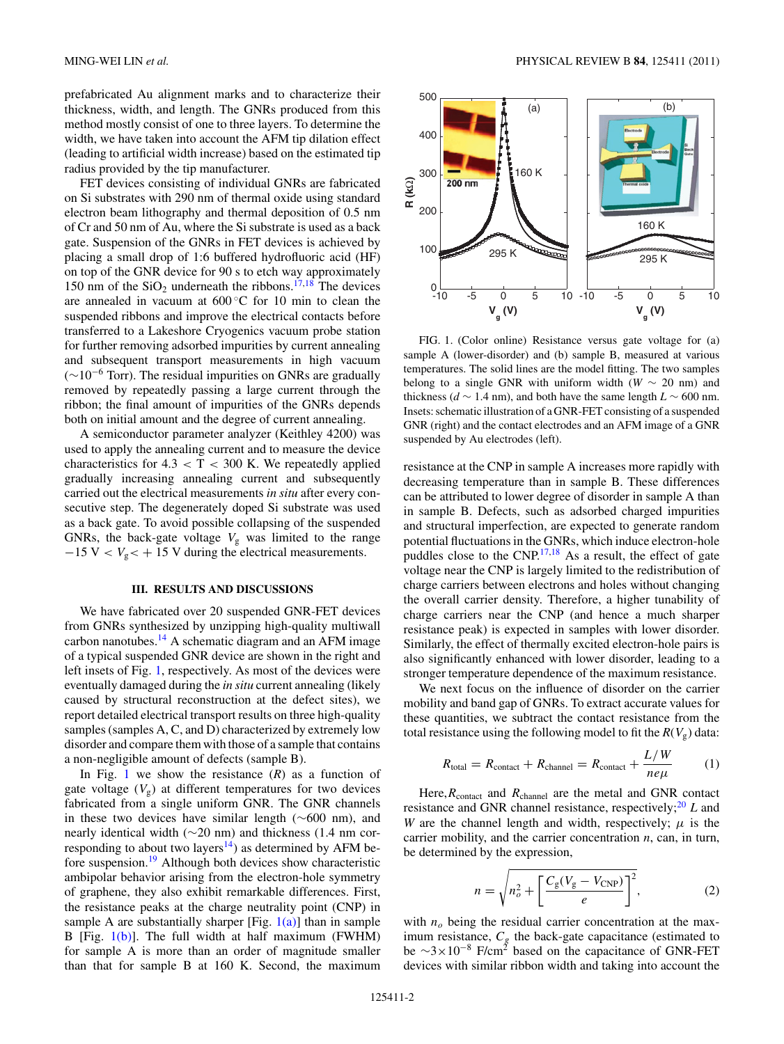prefabricated Au alignment marks and to characterize their thickness, width, and length. The GNRs produced from this method mostly consist of one to three layers. To determine the width, we have taken into account the AFM tip dilation effect (leading to artificial width increase) based on the estimated tip radius provided by the tip manufacturer.

FET devices consisting of individual GNRs are fabricated on Si substrates with 290 nm of thermal oxide using standard electron beam lithography and thermal deposition of 0.5 nm of Cr and 50 nm of Au, where the Si substrate is used as a back gate. Suspension of the GNRs in FET devices is achieved by placing a small drop of 1:6 buffered hydrofluoric acid (HF) on top of the GNR device for 90 s to etch way approximately 150 nm of the $SiO_2$ underneath the ribbons.[17,18] The devices are annealed in vacuum at 600 °C for 10 min to clean the suspended ribbons and improve the electrical contacts before transferred to a Lakeshore Cryogenics vacuum probe station for further removing adsorbed impurities by current annealing and subsequent transport measurements in high vacuum ($\sim 10^{-6}$ Torr). The residual impurities on GNRs are gradually removed by repeatedly passing a large current through the ribbon; the final amount of impurities of the GNRs depends both on initial amount and the degree of current annealing.

A semiconductor parameter analyzer (Keithley 4200) was used to apply the annealing current and to measure the device characteristics for $4.3 < T < 300$ K. We repeatedly applied gradually increasing annealing current and subsequently carried out the electrical measurements *in situ* after every consecutive step. The degenerately doped Si substrate was used as a back gate. To avoid possible collapsing of the suspended GNRs, the back-gate voltage $V_g$ was limited to the range $-15\text{ V} < V_g < +15\text{ V}$ during the electrical measurements.

## III. RESULTS AND DISCUSSIONS

We have fabricated over 20 suspended GNR-FET devices from GNRs synthesized by unzipping high-quality multiwall carbon nanotubes.[14] A schematic diagram and an AFM image of a typical suspended GNR device are shown in the right and left insets of Fig. 1, respectively. As most of the devices were eventually damaged during the *in situ* current annealing (likely caused by structural reconstruction at the defect sites), we report detailed electrical transport results on three high-quality samples (samples A, C, and D) characterized by extremely low disorder and compare them with those of a sample that contains a non-negligible amount of defects (sample B).

In Fig. 1 we show the resistance ($R$) as a function of gate voltage ($V_g$) at different temperatures for two devices fabricated from a single uniform GNR. The GNR channels in these two devices have similar length ($\sim$600 nm), and nearly identical width ($\sim$20 nm) and thickness (1.4 nm corresponding to about two layers[14]) as determined by AFM before suspension.[19] Although both devices show characteristic ambipolar behavior arising from the electron-hole symmetry of graphene, they also exhibit remarkable differences. First, the resistance peaks at the charge neutrality point (CNP) in sample A are substantially sharper [Fig. 1(a)] than in sample B [Fig. 1(b)]. The full width at half maximum (FWHM) for sample A is more than an order of magnitude smaller than that for sample B at 160 K. Second, the maximum

FIG. 1. (Color online) Resistance versus gate voltage for (a) sample A (lower-disorder) and (b) sample B, measured at various temperatures. The solid lines are the model fitting. The two samples belong to a single GNR with uniform width ($W \sim 20$ nm) and thickness ($d \sim 1.4$ nm), and both have the same length $L \sim 600$ nm. Insets: schematic illustration of a GNR-FET consisting of a suspended GNR (right) and the contact electrodes and an AFM image of a GNR suspended by Au electrodes (left).

resistance at the CNP in sample A increases more rapidly with decreasing temperature than in sample B. These differences can be attributed to lower degree of disorder in sample A than in sample B. Defects, such as adsorbed charged impurities and structural imperfection, are expected to generate random potential fluctuations in the GNRs, which induce electron-hole puddles close to the CNP.[17,18] As a result, the effect of gate voltage near the CNP is largely limited to the redistribution of charge carriers between electrons and holes without changing the overall carrier density. Therefore, a higher tunability of charge carriers near the CNP (and hence a much sharper resistance peak) is expected in samples with lower disorder. Similarly, the effect of thermally excited electron-hole pairs is also significantly enhanced with lower disorder, leading to a stronger temperature dependence of the maximum resistance.

We next focus on the influence of disorder on the carrier mobility and band gap of GNRs. To extract accurate values for these quantities, we subtract the contact resistance from the total resistance using the following model to fit the $R(V_g)$ data:

$$R_{\text{total}} = R_{\text{contact}} + R_{\text{channel}} = R_{\text{contact}} + \frac{L/W}{ne\mu} \qquad (1)$$

Here, $R_{\text{contact}}$ and $R_{\text{channel}}$ are the metal and GNR contact resistance and GNR channel resistance, respectively;[20] $L$ and $W$ are the channel length and width, respectively; $\mu$ is the carrier mobility, and the carrier concentration $n$, can, in turn, be determined by the expression,

$$n = \sqrt{n_o^2 + \left[\frac{C_g(V_g - V_{\text{CNP}})}{e}\right]^2}, \qquad (2)$$

with $n_o$ being the residual carrier concentration at the maximum resistance, $C_g$ the back-gate capacitance (estimated to be $\sim 3\times10^{-8}$ F/cm$^2$ based on the capacitance of GNR-FET devices with similar ribbon width and taking into account the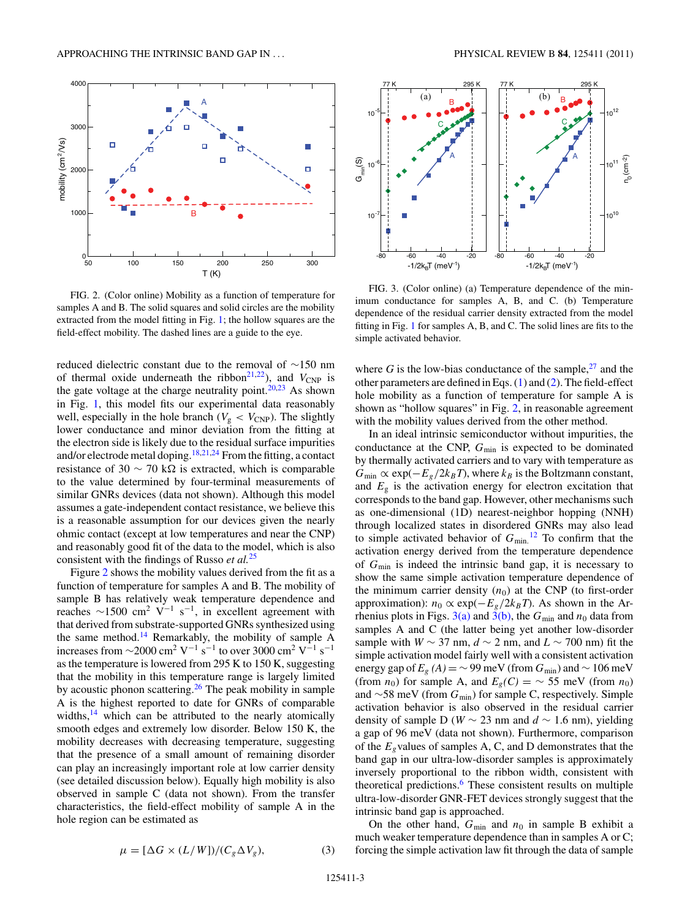FIG. 2. (Color online) Mobility as a function of temperature for samples A and B. The solid squares and solid circles are the mobility extracted from the model fitting in Fig. 1; the hollow squares are the field-effect mobility. The dashed lines are a guide to the eye.

FIG. 3. (Color online) (a) Temperature dependence of the minimum conductance for samples A, B, and C. (b) Temperature dependence of the residual carrier density extracted from the model fitting in Fig. 1 for samples A, B, and C. The solid lines are fits to the simple activated behavior.

reduced dielectric constant due to the removal of ∼150 nm of thermal oxide underneath the ribbon[21,22]), and $V_{CNP}$ is the gate voltage at the charge neutrality point.[20,23] As shown in Fig. 1, this model fits our experimental data reasonably well, especially in the hole branch ($V_g < V_{CNP}$). The slightly lower conductance and minor deviation from the fitting at the electron side is likely due to the residual surface impurities and/or electrode metal doping.[18,21,24] From the fitting, a contact resistance of 30 ∼ 70 kΩ is extracted, which is comparable to the value determined by four-terminal measurements of similar GNRs devices (data not shown). Although this model assumes a gate-independent contact resistance, we believe this is a reasonable assumption for our devices given the nearly ohmic contact (except at low temperatures and near the CNP) and reasonably good fit of the data to the model, which is also consistent with the findings of Russo *et al.*[25]

Figure 2 shows the mobility values derived from the fit as a function of temperature for samples A and B. The mobility of sample B has relatively weak temperature dependence and reaches ∼1500 cm$^2$ V$^{-1}$ s$^{-1}$, in excellent agreement with that derived from substrate-supported GNRs synthesized using the same method.[14] Remarkably, the mobility of sample A increases from ∼2000 cm$^2$ V$^{-1}$ s$^{-1}$ to over 3000 cm$^2$ V$^{-1}$ s$^{-1}$ as the temperature is lowered from 295 K to 150 K, suggesting that the mobility in this temperature range is largely limited by acoustic phonon scattering.[26] The peak mobility in sample A is the highest reported to date for GNRs of comparable widths,[14] which can be attributed to the nearly atomically smooth edges and extremely low disorder. Below 150 K, the mobility decreases with decreasing temperature, suggesting that the presence of a small amount of remaining disorder can play an increasingly important role at low carrier density (see detailed discussion below). Equally high mobility is also observed in sample C (data not shown). From the transfer characteristics, the field-effect mobility of sample A in the hole region can be estimated as

$$\mu = [\Delta G \times (L/W)]/(C_g \Delta V_g), \tag{3}$$

where $G$ is the low-bias conductance of the sample,[27] and the other parameters are defined in Eqs. (1) and (2). The field-effect hole mobility as a function of temperature for sample A is shown as "hollow squares" in Fig. 2, in reasonable agreement with the mobility values derived from the other method.

In an ideal intrinsic semiconductor without impurities, the conductance at the CNP, $G_{min}$ is expected to be dominated by thermally activated carriers and to vary with temperature as $G_{min} \propto \exp(-E_g/2k_BT)$, where $k_B$ is the Boltzmann constant, and $E_g$ is the activation energy for electron excitation that corresponds to the band gap. However, other mechanisms such as one-dimensional (1D) nearest-neighbor hopping (NNH) through localized states in disordered GNRs may also lead to simple activated behavior of $G_{min}$.[12] To confirm that the activation energy derived from the temperature dependence of $G_{min}$ is indeed the intrinsic band gap, it is necessary to show the same simple activation temperature dependence of the minimum carrier density ($n_0$) at the CNP (to first-order approximation): $n_0 \propto \exp(-E_g/2k_BT)$. As shown in the Arrhenius plots in Figs. 3(a) and 3(b), the $G_{min}$ and $n_0$ data from samples A and C (the latter being yet another low-disorder sample with $W \sim 37$ nm, $d \sim 2$ nm, and $L \sim 700$ nm) fit the simple activation model fairly well with a consistent activation energy gap of $E_g\,(A) = \sim 99$ meV (from $G_{min}$) and ∼ 106 meV (from $n_0$) for sample A, and $E_g(C) = \sim 55$ meV (from $n_0$) and ∼58 meV (from $G_{min}$) for sample C, respectively. Simple activation behavior is also observed in the residual carrier density of sample D ($W \sim 23$ nm and $d \sim 1.6$ nm), yielding a gap of 96 meV (data not shown). Furthermore, comparison of the $E_g$ values of samples A, C, and D demonstrates that the band gap in our ultra-low-disorder samples is approximately inversely proportional to the ribbon width, consistent with theoretical predictions.[6] These consistent results on multiple ultra-low-disorder GNR-FET devices strongly suggest that the intrinsic band gap is approached.

On the other hand, $G_{min}$ and $n_0$ in sample B exhibit a much weaker temperature dependence than in samples A or C; forcing the simple activation law fit through the data of sample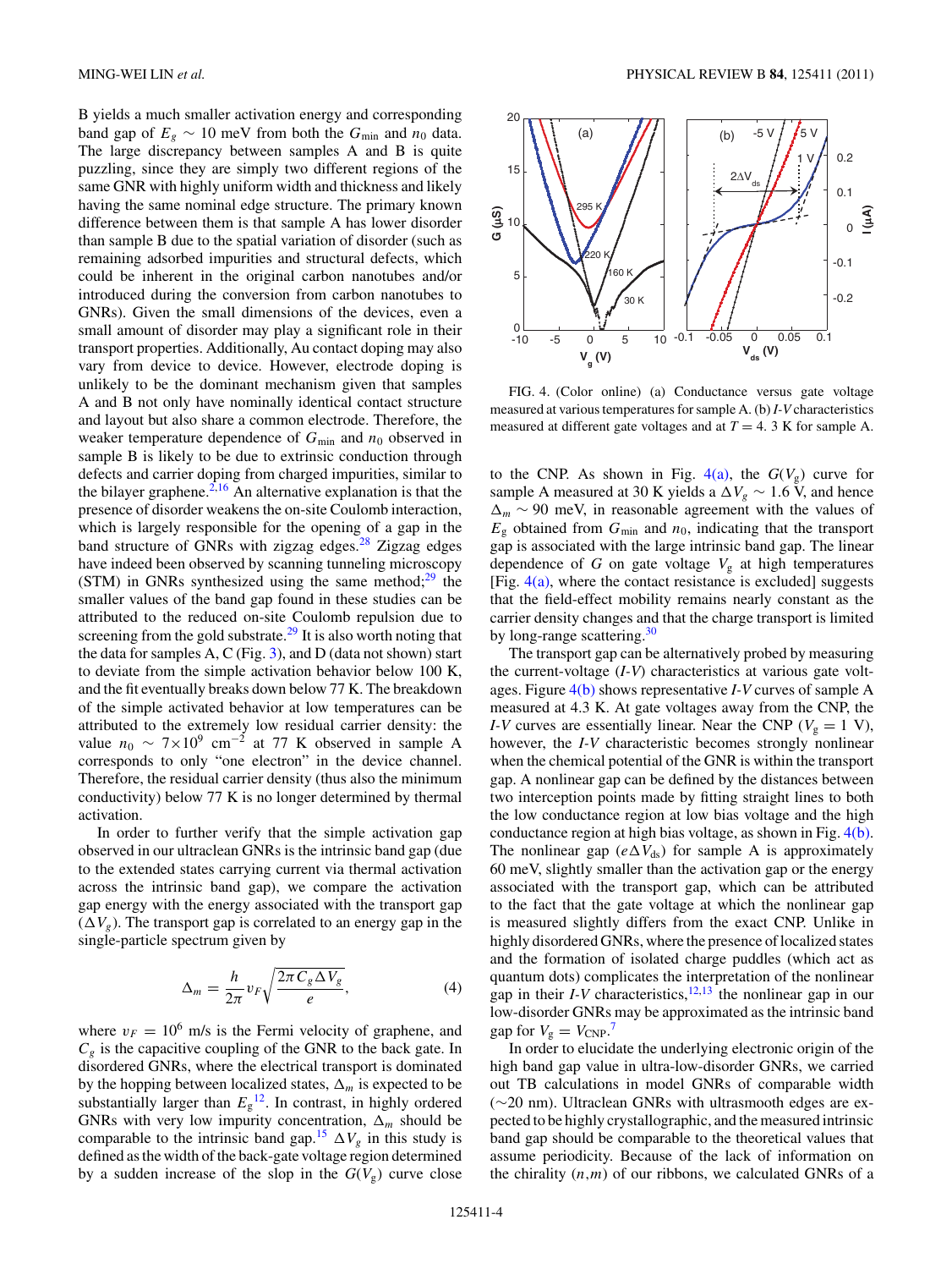B yields a much smaller activation energy and corresponding band gap of $E_g \sim 10$ meV from both the $G_{\min}$ and $n_0$ data. The large discrepancy between samples A and B is quite puzzling, since they are simply two different regions of the same GNR with highly uniform width and thickness and likely having the same nominal edge structure. The primary known difference between them is that sample A has lower disorder than sample B due to the spatial variation of disorder (such as remaining adsorbed impurities and structural defects, which could be inherent in the original carbon nanotubes and/or introduced during the conversion from carbon nanotubes to GNRs). Given the small dimensions of the devices, even a small amount of disorder may play a significant role in their transport properties. Additionally, Au contact doping may also vary from device to device. However, electrode doping is unlikely to be the dominant mechanism given that samples A and B not only have nominally identical contact structure and layout but also share a common electrode. Therefore, the weaker temperature dependence of $G_{\min}$ and $n_0$ observed in sample B is likely to be due to extrinsic conduction through defects and carrier doping from charged impurities, similar to the bilayer graphene.[2,16] An alternative explanation is that the presence of disorder weakens the on-site Coulomb interaction, which is largely responsible for the opening of a gap in the band structure of GNRs with zigzag edges.[28] Zigzag edges have indeed been observed by scanning tunneling microscopy (STM) in GNRs synthesized using the same method;[29] the smaller values of the band gap found in these studies can be attributed to the reduced on-site Coulomb repulsion due to screening from the gold substrate.[29] It is also worth noting that the data for samples A, C (Fig. 3), and D (data not shown) start to deviate from the simple activation behavior below 100 K, and the fit eventually breaks down below 77 K. The breakdown of the simple activated behavior at low temperatures can be attributed to the extremely low residual carrier density: the value $n_0 \sim 7\times10^9$ cm$^{-2}$ at 77 K observed in sample A corresponds to only "one electron" in the device channel. Therefore, the residual carrier density (thus also the minimum conductivity) below 77 K is no longer determined by thermal activation.

In order to further verify that the simple activation gap observed in our ultraclean GNRs is the intrinsic band gap (due to the extended states carrying current via thermal activation across the intrinsic band gap), we compare the activation gap energy with the energy associated with the transport gap ($\Delta V_g$). The transport gap is correlated to an energy gap in the single-particle spectrum given by

$$\Delta_m = \frac{h}{2\pi} v_F \sqrt{\frac{2\pi C_g \Delta V_g}{e}}, \tag{4}$$

where $v_F = 10^6$ m/s is the Fermi velocity of graphene, and $C_g$ is the capacitive coupling of the GNR to the back gate. In disordered GNRs, where the electrical transport is dominated by the hopping between localized states, $\Delta_m$ is expected to be substantially larger than $E_g$[12]. In contrast, in highly ordered GNRs with very low impurity concentration, $\Delta_m$ should be comparable to the intrinsic band gap.[15] $\Delta V_g$ in this study is defined as the width of the back-gate voltage region determined by a sudden increase of the slop in the $G(V_g)$ curve close to the CNP. As shown in Fig. 4(a), the $G(V_g)$ curve for sample A measured at 30 K yields a $\Delta V_g \sim 1.6$ V, and hence $\Delta_m \sim 90$ meV, in reasonable agreement with the values of $E_g$ obtained from $G_{\min}$ and $n_0$, indicating that the transport gap is associated with the large intrinsic band gap. The linear dependence of $G$ on gate voltage $V_g$ at high temperatures [Fig. 4(a), where the contact resistance is excluded] suggests that the field-effect mobility remains nearly constant as the carrier density changes and that the charge transport is limited by long-range scattering.[30]

FIG. 4. (Color online) (a) Conductance versus gate voltage measured at various temperatures for sample A. (b) *I-V* characteristics measured at different gate voltages and at $T = 4.3$ K for sample A.

The transport gap can be alternatively probed by measuring the current-voltage (*I-V*) characteristics at various gate voltages. Figure 4(b) shows representative *I-V* curves of sample A measured at 4.3 K. At gate voltages away from the CNP, the *I-V* curves are essentially linear. Near the CNP ($V_g = 1$ V), however, the *I-V* characteristic becomes strongly nonlinear when the chemical potential of the GNR is within the transport gap. A nonlinear gap can be defined by the distances between two interception points made by fitting straight lines to both the low conductance region at low bias voltage and the high conductance region at high bias voltage, as shown in Fig. 4(b). The nonlinear gap ($e\Delta V_{ds}$) for sample A is approximately 60 meV, slightly smaller than the activation gap or the energy associated with the transport gap, which can be attributed to the fact that the gate voltage at which the nonlinear gap is measured slightly differs from the exact CNP. Unlike in highly disordered GNRs, where the presence of localized states and the formation of isolated charge puddles (which act as quantum dots) complicates the interpretation of the nonlinear gap in their *I-V* characteristics,[12,13] the nonlinear gap in our low-disorder GNRs may be approximated as the intrinsic band gap for $V_g = V_{\text{CNP}}$.[7]

In order to elucidate the underlying electronic origin of the high band gap value in ultra-low-disorder GNRs, we carried out TB calculations in model GNRs of comparable width (~20 nm). Ultraclean GNRs with ultrasmooth edges are expected to be highly crystallographic, and the measured intrinsic band gap should be comparable to the theoretical values that assume periodicity. Because of the lack of information on the chirality $(n,m)$ of our ribbons, we calculated GNRs of a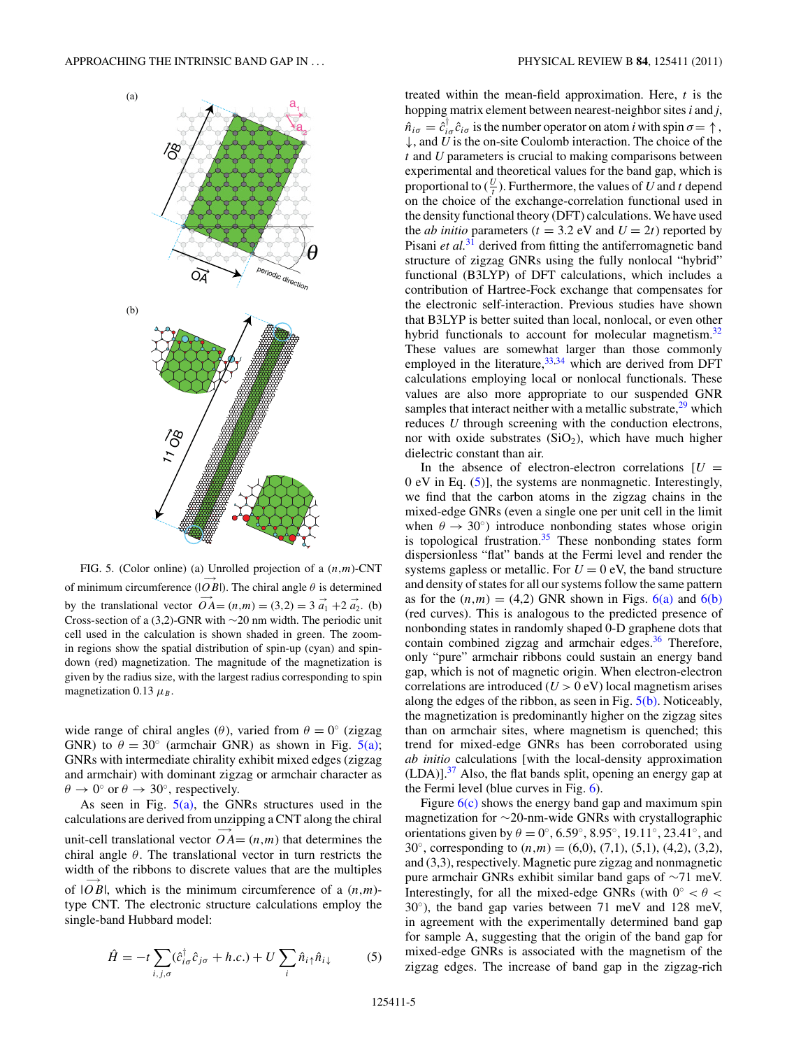FIG. 5. (Color online) (a) Unrolled projection of a $(n,m)$-CNT of minimum circumference ($|\overrightarrow{OB}|$). The chiral angle $\theta$ is determined by the translational vector $\overrightarrow{OA} = (n,m) = (3,2) = 3\,\vec{a}_1 + 2\,\vec{a}_2$. (b) Cross-section of a (3,2)-GNR with ~20 nm width. The periodic unit cell used in the calculation is shown shaded in green. The zoom-in regions show the spatial distribution of spin-up (cyan) and spin-down (red) magnetization. The magnitude of the magnetization is given by the radius size, with the largest radius corresponding to spin magnetization 0.13 $\mu_B$.

wide range of chiral angles ($\theta$), varied from $\theta = 0^\circ$ (zigzag GNR) to $\theta = 30^\circ$ (armchair GNR) as shown in Fig. 5(a); GNRs with intermediate chirality exhibit mixed edges (zigzag and armchair) with dominant zigzag or armchair character as $\theta \to 0^\circ$ or $\theta \to 30^\circ$, respectively.

As seen in Fig. 5(a), the GNRs structures used in the calculations are derived from unzipping a CNT along the chiral unit-cell translational vector $\overrightarrow{OA} = (n,m)$ that determines the chiral angle $\theta$. The translational vector in turn restricts the width of the ribbons to discrete values that are the multiples of $|\overrightarrow{OB}|$, which is the minimum circumference of a $(n,m)$-type CNT. The electronic structure calculations employ the single-band Hubbard model:

$$\hat{H} = -t \sum_{i,j,\sigma} (\hat{c}^\dagger_{i\sigma} \hat{c}_{j\sigma} + h.c.) + U \sum_i \hat{n}_{i\uparrow} \hat{n}_{i\downarrow} \qquad (5)$$

treated within the mean-field approximation. Here, $t$ is the hopping matrix element between nearest-neighbor sites $i$ and $j$, $\hat{n}_{i\sigma} = \hat{c}^\dagger_{i\sigma}\hat{c}_{i\sigma}$ is the number operator on atom $i$ with spin $\sigma = \uparrow, \downarrow$, and $U$ is the on-site Coulomb interaction. The choice of the $t$ and $U$ parameters is crucial to making comparisons between experimental and theoretical values for the band gap, which is proportional to $(\frac{U}{t})$. Furthermore, the values of $U$ and $t$ depend on the choice of the exchange-correlation functional used in the density functional theory (DFT) calculations. We have used the *ab initio* parameters ($t = 3.2$ eV and $U = 2t$) reported by Pisani *et al.*[31] derived from fitting the antiferromagnetic band structure of zigzag GNRs using the fully nonlocal "hybrid" functional (B3LYP) of DFT calculations, which includes a contribution of Hartree-Fock exchange that compensates for the electronic self-interaction. Previous studies have shown that B3LYP is better suited than local, nonlocal, or even other hybrid functionals to account for molecular magnetism.[32] These values are somewhat larger than those commonly employed in the literature,[33,34] which are derived from DFT calculations employing local or nonlocal functionals. These values are also more appropriate to our suspended GNR samples that interact neither with a metallic substrate,[29] which reduces $U$ through screening with the conduction electrons, nor with oxide substrates ($SiO_2$), which have much higher dielectric constant than air.

In the absence of electron-electron correlations [$U = 0$ eV in Eq. (5)], the systems are nonmagnetic. Interestingly, we find that the carbon atoms in the zigzag chains in the mixed-edge GNRs (even a single one per unit cell in the limit when $\theta \to 30^\circ$) introduce nonbonding states whose origin is topological frustration.[35] These nonbonding states form dispersionless "flat" bands at the Fermi level and render the systems gapless or metallic. For $U = 0$ eV, the band structure and density of states for all our systems follow the same pattern as for the $(n,m) = (4,2)$ GNR shown in Figs. 6(a) and 6(b) (red curves). This is analogous to the predicted presence of nonbonding states in randomly shaped 0-D graphene dots that contain combined zigzag and armchair edges.[36] Therefore, only "pure" armchair ribbons could sustain an energy band gap, which is not of magnetic origin. When electron-electron correlations are introduced ($U > 0$ eV) local magnetism arises along the edges of the ribbon, as seen in Fig. 5(b). Noticeably, the magnetization is predominantly higher on the zigzag sites than on armchair sites, where magnetism is quenched; this trend for mixed-edge GNRs has been corroborated using *ab initio* calculations [with the local-density approximation (LDA)].[37] Also, the flat bands split, opening an energy gap at the Fermi level (blue curves in Fig. 6).

Figure 6(c) shows the energy band gap and maximum spin magnetization for ~20-nm-wide GNRs with crystallographic orientations given by $\theta = 0^\circ$, $6.59^\circ$, $8.95^\circ$, $19.11^\circ$, $23.41^\circ$, and $30^\circ$, corresponding to $(n,m) = (6,0)$, (7,1), (5,1), (4,2), (3,2), and (3,3), respectively. Magnetic pure zigzag and nonmagnetic pure armchair GNRs exhibit similar band gaps of ~71 meV. Interestingly, for all the mixed-edge GNRs (with $0^\circ < \theta < 30^\circ$), the band gap varies between 71 meV and 128 meV, in agreement with the experimentally determined band gap for sample A, suggesting that the origin of the band gap for mixed-edge GNRs is associated with the magnetism of the zigzag edges. The increase of band gap in the zigzag-rich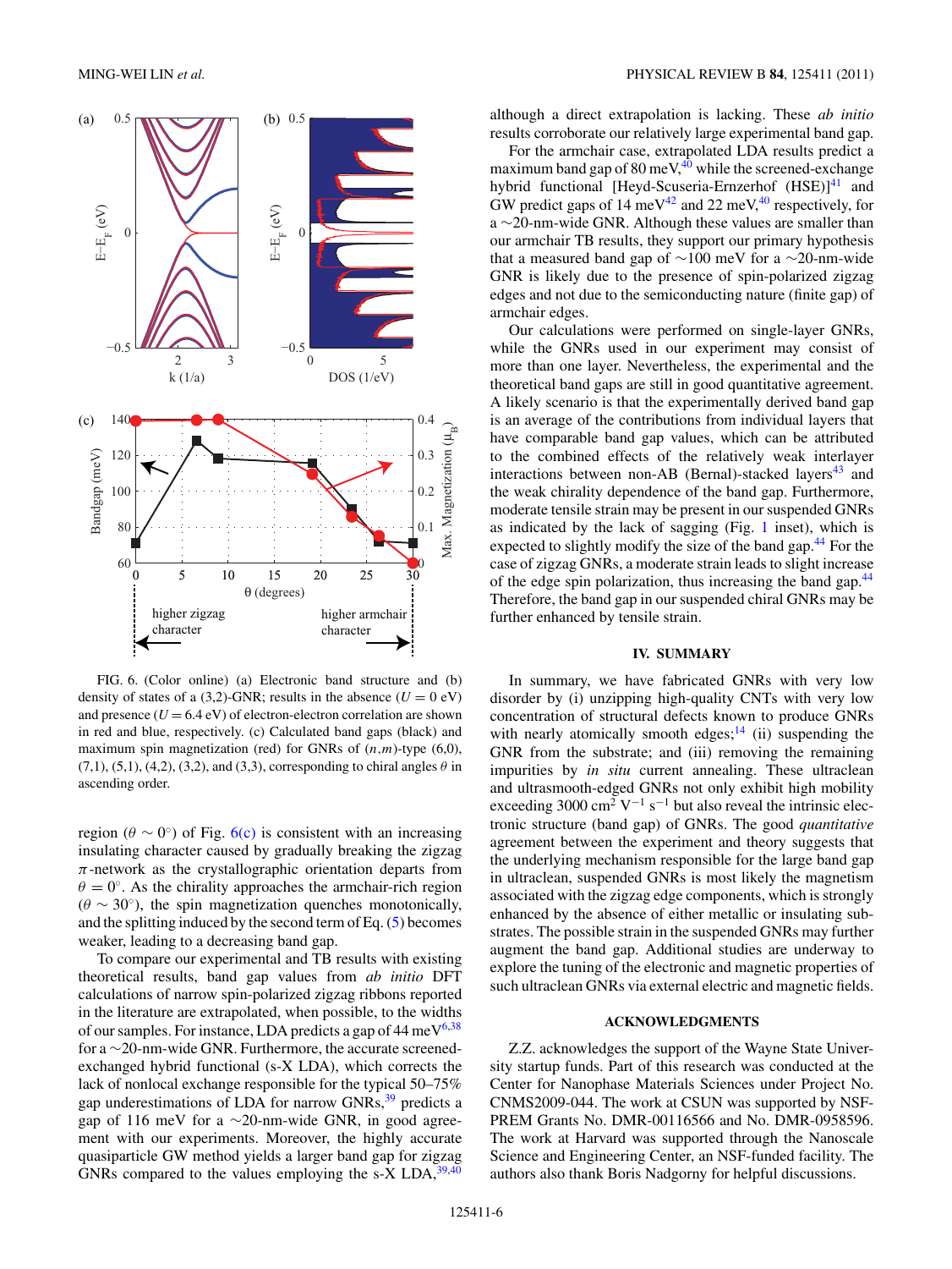FIG. 6. (Color online) (a) Electronic band structure and (b) density of states of a (3,2)-GNR; results in the absence ($U = 0$ eV) and presence ($U = 6.4$ eV) of electron-electron correlation are shown in red and blue, respectively. (c) Calculated band gaps (black) and maximum spin magnetization (red) for GNRs of $(n,m)$-type (6,0), (7,1), (5,1), (4,2), (3,2), and (3,3), corresponding to chiral angles $\theta$ in ascending order.

region ($\theta \sim 0°$) of Fig. 6(c) is consistent with an increasing insulating character caused by gradually breaking the zigzag $\pi$-network as the crystallographic orientation departs from $\theta = 0°$. As the chirality approaches the armchair-rich region ($\theta \sim 30°$), the spin magnetization quenches monotonically, and the splitting induced by the second term of Eq. (5) becomes weaker, leading to a decreasing band gap.

To compare our experimental and TB results with existing theoretical results, band gap values from *ab initio* DFT calculations of narrow spin-polarized zigzag ribbons reported in the literature are extrapolated, when possible, to the widths of our samples. For instance, LDA predicts a gap of 44 meV[6,38] for a ∼20-nm-wide GNR. Furthermore, the accurate screened-exchanged hybrid functional (s-X LDA), which corrects the lack of nonlocal exchange responsible for the typical 50–75% gap underestimations of LDA for narrow GNRs,[39] predicts a gap of 116 meV for a ∼20-nm-wide GNR, in good agreement with our experiments. Moreover, the highly accurate quasiparticle GW method yields a larger band gap for zigzag GNRs compared to the values employing the s-X LDA,[39,40] although a direct extrapolation is lacking. These *ab initio* results corroborate our relatively large experimental band gap.

For the armchair case, extrapolated LDA results predict a maximum band gap of 80 meV,[40] while the screened-exchange hybrid functional [Heyd-Scuseria-Ernzerhof (HSE)][41] and GW predict gaps of 14 meV[42] and 22 meV,[40] respectively, for a ∼20-nm-wide GNR. Although these values are smaller than our armchair TB results, they support our primary hypothesis that a measured band gap of ∼100 meV for a ∼20-nm-wide GNR is likely due to the presence of spin-polarized zigzag edges and not due to the semiconducting nature (finite gap) of armchair edges.

Our calculations were performed on single-layer GNRs, while the GNRs used in our experiment may consist of more than one layer. Nevertheless, the experimental and the theoretical band gaps are still in good quantitative agreement. A likely scenario is that the experimentally derived band gap is an average of the contributions from individual layers that have comparable band gap values, which can be attributed to the combined effects of the relatively weak interlayer interactions between non-AB (Bernal)-stacked layers[43] and the weak chirality dependence of the band gap. Furthermore, moderate tensile strain may be present in our suspended GNRs as indicated by the lack of sagging (Fig. 1 inset), which is expected to slightly modify the size of the band gap.[44] For the case of zigzag GNRs, a moderate strain leads to slight increase of the edge spin polarization, thus increasing the band gap.[44] Therefore, the band gap in our suspended chiral GNRs may be further enhanced by tensile strain.

## IV. SUMMARY

In summary, we have fabricated GNRs with very low disorder by (i) unzipping high-quality CNTs with very low concentration of structural defects known to produce GNRs with nearly atomically smooth edges;[14] (ii) suspending the GNR from the substrate; and (iii) removing the remaining impurities by *in situ* current annealing. These ultraclean and ultrasmooth-edged GNRs not only exhibit high mobility exceeding 3000 $cm^2\ V^{-1}\ s^{-1}$ but also reveal the intrinsic electronic structure (band gap) of GNRs. The good *quantitative* agreement between the experiment and theory suggests that the underlying mechanism responsible for the large band gap in ultraclean, suspended GNRs is most likely the magnetism associated with the zigzag edge components, which is strongly enhanced by the absence of either metallic or insulating substrates. The possible strain in the suspended GNRs may further augment the band gap. Additional studies are underway to explore the tuning of the electronic and magnetic properties of such ultraclean GNRs via external electric and magnetic fields.

## ACKNOWLEDGMENTS

Z.Z. acknowledges the support of the Wayne State University startup funds. Part of this research was conducted at the Center for Nanophase Materials Sciences under Project No. CNMS2009-044. The work at CSUN was supported by NSF-PREM Grants No. DMR-00116566 and No. DMR-0958596. The work at Harvard was supported through the Nanoscale Science and Engineering Center, an NSF-funded facility. The authors also thank Boris Nadgorny for helpful discussions.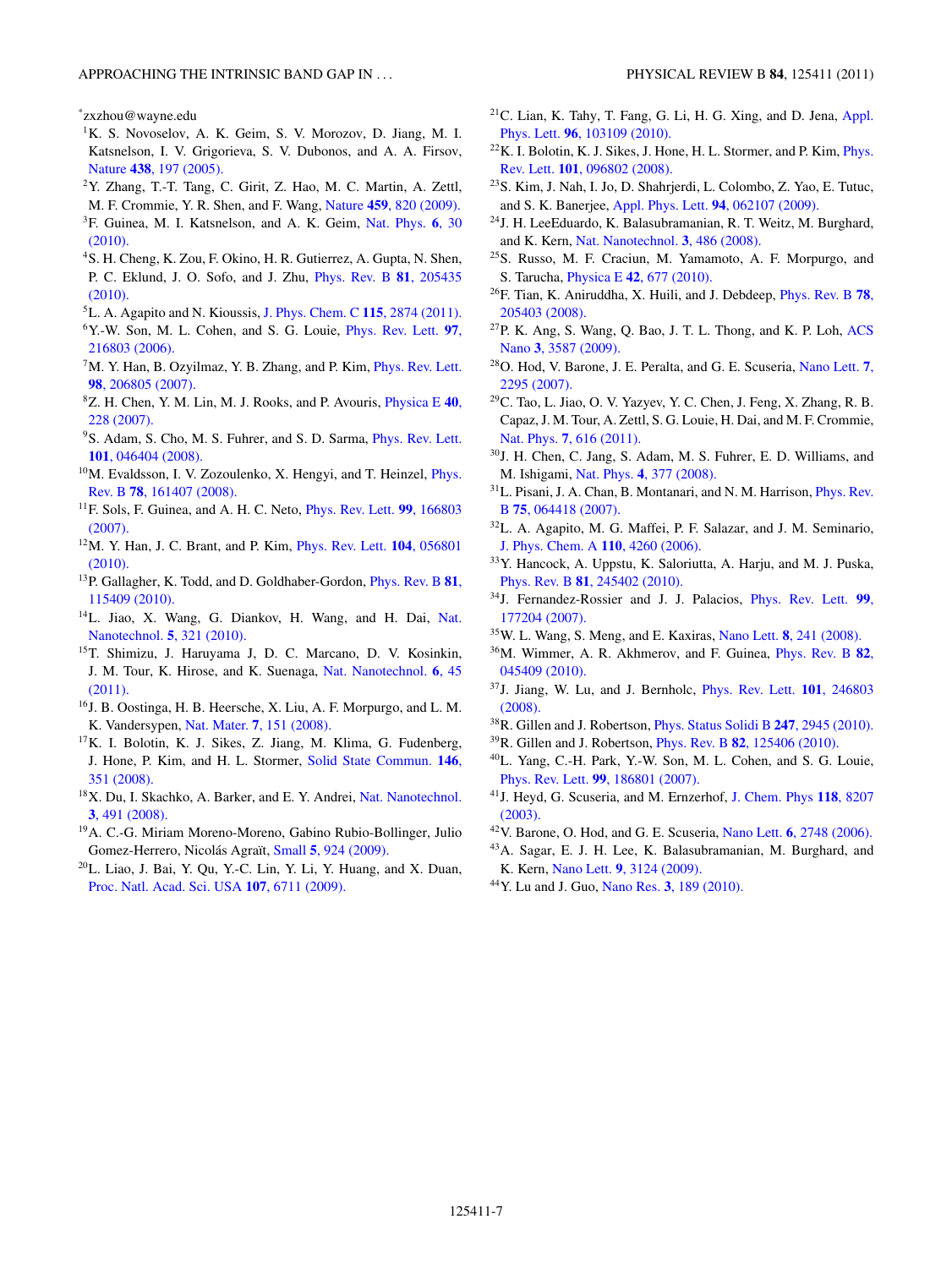*zxzhou@wayne.edu

[1] K. S. Novoselov, A. K. Geim, S. V. Morozov, D. Jiang, M. I. Katsnelson, I. V. Grigorieva, S. V. Dubonos, and A. A. Firsov, Nature **438**, 197 (2005).

[2] Y. Zhang, T.-T. Tang, C. Girit, Z. Hao, M. C. Martin, A. Zettl, M. F. Crommie, Y. R. Shen, and F. Wang, Nature **459**, 820 (2009).

[3] F. Guinea, M. I. Katsnelson, and A. K. Geim, Nat. Phys. **6**, 30 (2010).

[4] S. H. Cheng, K. Zou, F. Okino, H. R. Gutierrez, A. Gupta, N. Shen, P. C. Eklund, J. O. Sofo, and J. Zhu, Phys. Rev. B **81**, 205435 (2010).

[5] L. A. Agapito and N. Kioussis, J. Phys. Chem. C **115**, 2874 (2011).

[6] Y.-W. Son, M. L. Cohen, and S. G. Louie, Phys. Rev. Lett. **97**, 216803 (2006).

[7] M. Y. Han, B. Ozyilmaz, Y. B. Zhang, and P. Kim, Phys. Rev. Lett. **98**, 206805 (2007).

[8] Z. H. Chen, Y. M. Lin, M. J. Rooks, and P. Avouris, Physica E **40**, 228 (2007).

[9] S. Adam, S. Cho, M. S. Fuhrer, and S. D. Sarma, Phys. Rev. Lett. **101**, 046404 (2008).

[10] M. Evaldsson, I. V. Zozoulenko, X. Hengyi, and T. Heinzel, Phys. Rev. B **78**, 161407 (2008).

[11] F. Sols, F. Guinea, and A. H. C. Neto, Phys. Rev. Lett. **99**, 166803 (2007).

[12] M. Y. Han, J. C. Brant, and P. Kim, Phys. Rev. Lett. **104**, 056801 (2010).

[13] P. Gallagher, K. Todd, and D. Goldhaber-Gordon, Phys. Rev. B **81**, 115409 (2010).

[14] L. Jiao, X. Wang, G. Diankov, H. Wang, and H. Dai, Nat. Nanotechnol. **5**, 321 (2010).

[15] T. Shimizu, J. Haruyama J, D. C. Marcano, D. V. Kosinkin, J. M. Tour, K. Hirose, and K. Suenaga, Nat. Nanotechnol. **6**, 45 (2011).

[16] J. B. Oostinga, H. B. Heersche, X. Liu, A. F. Morpurgo, and L. M. K. Vandersypen, Nat. Mater. **7**, 151 (2008).

[17] K. I. Bolotin, K. J. Sikes, Z. Jiang, M. Klima, G. Fudenberg, J. Hone, P. Kim, and H. L. Stormer, Solid State Commun. **146**, 351 (2008).

[18] X. Du, I. Skachko, A. Barker, and E. Y. Andrei, Nat. Nanotechnol. **3**, 491 (2008).

[19] A. C.-G. Miriam Moreno-Moreno, Gabino Rubio-Bollinger, Julio Gomez-Herrero, Nicolás Agraït, Small **5**, 924 (2009).

[20] L. Liao, J. Bai, Y. Qu, Y.-C. Lin, Y. Li, Y. Huang, and X. Duan, Proc. Natl. Acad. Sci. USA **107**, 6711 (2009).

[21] C. Lian, K. Tahy, T. Fang, G. Li, H. G. Xing, and D. Jena, Appl. Phys. Lett. **96**, 103109 (2010).

[22] K. I. Bolotin, K. J. Sikes, J. Hone, H. L. Stormer, and P. Kim, Phys. Rev. Lett. **101**, 096802 (2008).

[23] S. Kim, J. Nah, I. Jo, D. Shahrjerdi, L. Colombo, Z. Yao, E. Tutuc, and S. K. Banerjee, Appl. Phys. Lett. **94**, 062107 (2009).

[24] J. H. LeeEduardo, K. Balasubramanian, R. T. Weitz, M. Burghard, and K. Kern, Nat. Nanotechnol. **3**, 486 (2008).

[25] S. Russo, M. F. Craciun, M. Yamamoto, A. F. Morpurgo, and S. Tarucha, Physica E **42**, 677 (2010).

[26] F. Tian, K. Aniruddha, X. Huili, and J. Debdeep, Phys. Rev. B **78**, 205403 (2008).

[27] P. K. Ang, S. Wang, Q. Bao, J. T. L. Thong, and K. P. Loh, ACS Nano **3**, 3587 (2009).

[28] O. Hod, V. Barone, J. E. Peralta, and G. E. Scuseria, Nano Lett. **7**, 2295 (2007).

[29] C. Tao, L. Jiao, O. V. Yazyev, Y. C. Chen, J. Feng, X. Zhang, R. B. Capaz, J. M. Tour, A. Zettl, S. G. Louie, H. Dai, and M. F. Crommie, Nat. Phys. **7**, 616 (2011).

[30] J. H. Chen, C. Jang, S. Adam, M. S. Fuhrer, E. D. Williams, and M. Ishigami, Nat. Phys. **4**, 377 (2008).

[31] L. Pisani, J. A. Chan, B. Montanari, and N. M. Harrison, Phys. Rev. B **75**, 064418 (2007).

[32] L. A. Agapito, M. G. Maffei, P. F. Salazar, and J. M. Seminario, J. Phys. Chem. A **110**, 4260 (2006).

[33] Y. Hancock, A. Uppstu, K. Saloriutta, A. Harju, and M. J. Puska, Phys. Rev. B **81**, 245402 (2010).

[34] J. Fernandez-Rossier and J. J. Palacios, Phys. Rev. Lett. **99**, 177204 (2007).

[35] W. L. Wang, S. Meng, and E. Kaxiras, Nano Lett. **8**, 241 (2008).

[36] M. Wimmer, A. R. Akhmerov, and F. Guinea, Phys. Rev. B **82**, 045409 (2010).

[37] J. Jiang, W. Lu, and J. Bernholc, Phys. Rev. Lett. **101**, 246803 (2008).

[38] R. Gillen and J. Robertson, Phys. Status Solidi B **247**, 2945 (2010).

[39] R. Gillen and J. Robertson, Phys. Rev. B **82**, 125406 (2010).

[40] L. Yang, C.-H. Park, Y.-W. Son, M. L. Cohen, and S. G. Louie, Phys. Rev. Lett. **99**, 186801 (2007).

[41] J. Heyd, G. Scuseria, and M. Ernzerhof, J. Chem. Phys **118**, 8207 (2003).

[42] V. Barone, O. Hod, and G. E. Scuseria, Nano Lett. **6**, 2748 (2006).

[43] A. Sagar, E. J. H. Lee, K. Balasubramanian, M. Burghard, and K. Kern, Nano Lett. **9**, 3124 (2009).

[44] Y. Lu and J. Guo, Nano Res. **3**, 189 (2010).